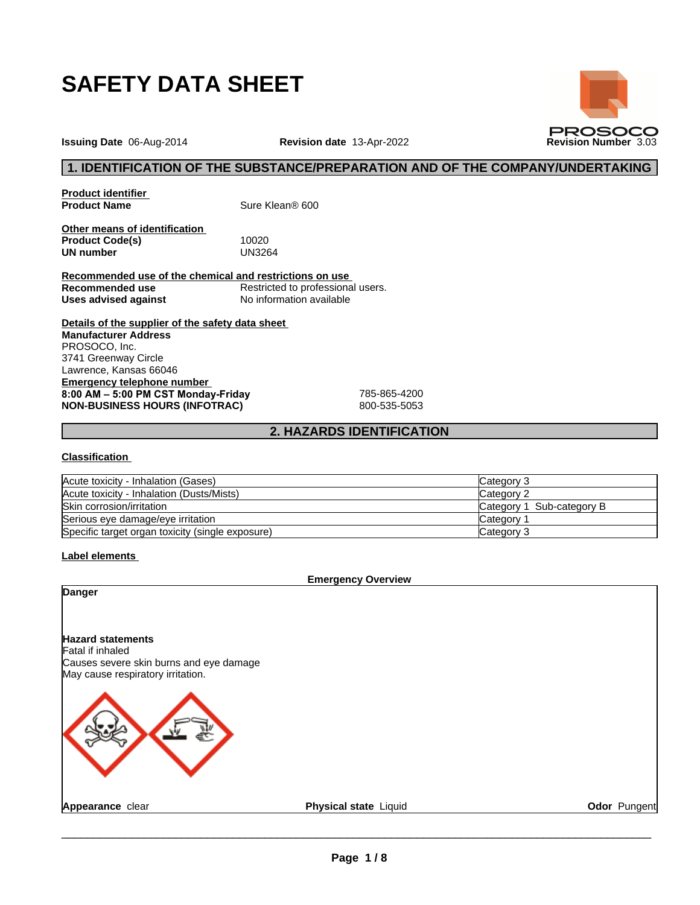# SAFETY DATA SHEET

**Issuing Date** 06-Aug-2014 **Revision date** 13-Apr-2022 **Revision Number** 3.03

## 1. IDENTIFICATION OF THE SUBSTANCE/PREPARATION AND OF THE COMPANY/UNDERTAKING

**Product identifier**

**Product Name** Sure Klean® 600

**Other means of identification**

**Product Code(s)** 10020

**UN number** UN3264

**Recommended use of the chemical and restrictions on use**

**Recommended use** Restricted to professional users.

**Uses advised against** No information available

**Details of the supplier of the safety data sheet**

**Manufacturer Address**
PROSOCO, Inc.
3741 Greenway Circle
Lawrence, Kansas 66046

**Emergency telephone number**

**8:00 AM – 5:00 PM CST Monday-Friday** 785-865-4200

**NON-BUSINESS HOURS (INFOTRAC)** 800-535-5053

## 2. HAZARDS IDENTIFICATION

**Classification**

| | |
|---|---|
| Acute toxicity - Inhalation (Gases) | Category 3 |
| Acute toxicity - Inhalation (Dusts/Mists) | Category 2 |
| Skin corrosion/irritation | Category 1 Sub-category B |
| Serious eye damage/eye irritation | Category 1 |
| Specific target organ toxicity (single exposure) | Category 3 |

**Label elements**

**Emergency Overview**

**Danger**

**Hazard statements**
Fatal if inhaled
Causes severe skin burns and eye damage
May cause respiratory irritation.

**Appearance** clear **Physical state** Liquid **Odor** Pungent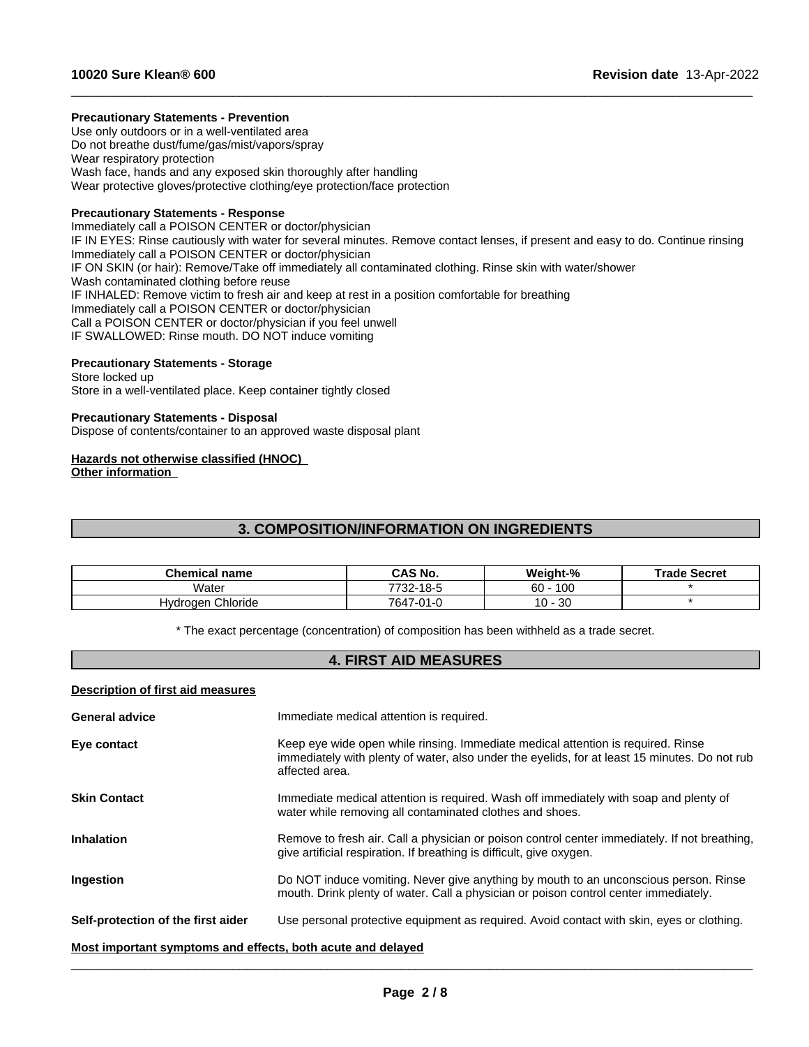**Precautionary Statements - Prevention**

Use only outdoors or in a well-ventilated area
Do not breathe dust/fume/gas/mist/vapors/spray
Wear respiratory protection
Wash face, hands and any exposed skin thoroughly after handling
Wear protective gloves/protective clothing/eye protection/face protection

**Precautionary Statements - Response**

Immediately call a POISON CENTER or doctor/physician
IF IN EYES: Rinse cautiously with water for several minutes. Remove contact lenses, if present and easy to do. Continue rinsing
Immediately call a POISON CENTER or doctor/physician
IF ON SKIN (or hair): Remove/Take off immediately all contaminated clothing. Rinse skin with water/shower
Wash contaminated clothing before reuse
IF INHALED: Remove victim to fresh air and keep at rest in a position comfortable for breathing
Immediately call a POISON CENTER or doctor/physician
Call a POISON CENTER or doctor/physician if you feel unwell
IF SWALLOWED: Rinse mouth. DO NOT induce vomiting

**Precautionary Statements - Storage**

Store locked up
Store in a well-ventilated place. Keep container tightly closed

**Precautionary Statements - Disposal**

Dispose of contents/container to an approved waste disposal plant

**Hazards not otherwise classified (HNOC)**

**Other information**

## 3. COMPOSITION/INFORMATION ON INGREDIENTS

| Chemical name | CAS No. | Weight-% | Trade Secret |
|---|---|---|---|
| Water | 7732-18-5 | 60 - 100 | * |
| Hydrogen Chloride | 7647-01-0 | 10 - 30 | * |

* The exact percentage (concentration) of composition has been withheld as a trade secret.

## 4. FIRST AID MEASURES

**Description of first aid measures**

**General advice**
Immediate medical attention is required.

**Eye contact**
Keep eye wide open while rinsing. Immediate medical attention is required. Rinse immediately with plenty of water, also under the eyelids, for at least 15 minutes. Do not rub affected area.

**Skin Contact**
Immediate medical attention is required. Wash off immediately with soap and plenty of water while removing all contaminated clothes and shoes.

**Inhalation**
Remove to fresh air. Call a physician or poison control center immediately. If not breathing, give artificial respiration. If breathing is difficult, give oxygen.

**Ingestion**
Do NOT induce vomiting. Never give anything by mouth to an unconscious person. Rinse mouth. Drink plenty of water. Call a physician or poison control center immediately.

**Self-protection of the first aider**
Use personal protective equipment as required. Avoid contact with skin, eyes or clothing.

**Most important symptoms and effects, both acute and delayed**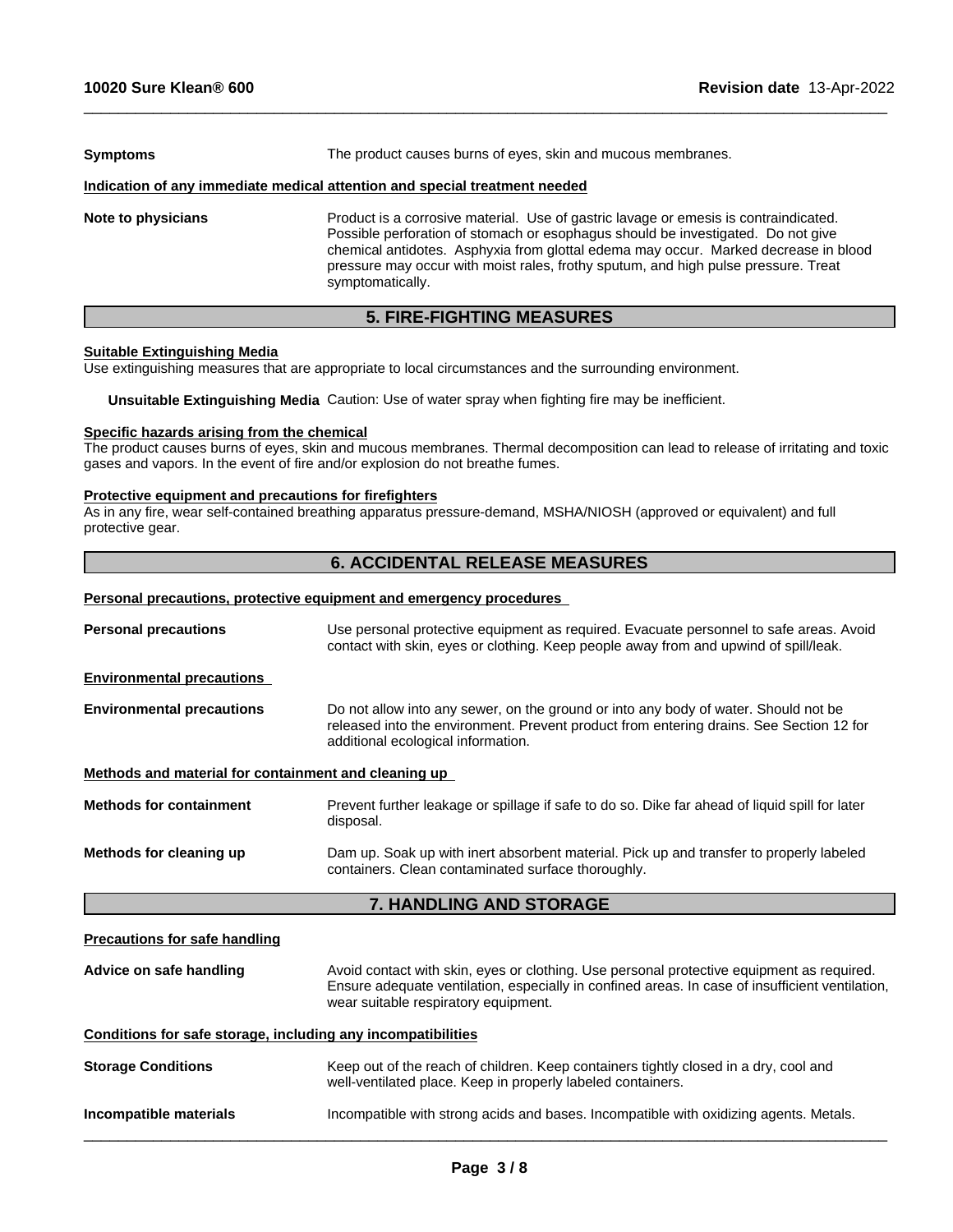**Symptoms** The product causes burns of eyes, skin and mucous membranes.

**Indication of any immediate medical attention and special treatment needed**

**Note to physicians** Product is a corrosive material. Use of gastric lavage or emesis is contraindicated. Possible perforation of stomach or esophagus should be investigated. Do not give chemical antidotes. Asphyxia from glottal edema may occur. Marked decrease in blood pressure may occur with moist rales, frothy sputum, and high pulse pressure. Treat symptomatically.

## 5. FIRE-FIGHTING MEASURES

**Suitable Extinguishing Media**

Use extinguishing measures that are appropriate to local circumstances and the surrounding environment.

**Unsuitable Extinguishing Media** Caution: Use of water spray when fighting fire may be inefficient.

**Specific hazards arising from the chemical**

The product causes burns of eyes, skin and mucous membranes. Thermal decomposition can lead to release of irritating and toxic gases and vapors. In the event of fire and/or explosion do not breathe fumes.

**Protective equipment and precautions for firefighters**

As in any fire, wear self-contained breathing apparatus pressure-demand, MSHA/NIOSH (approved or equivalent) and full protective gear.

## 6. ACCIDENTAL RELEASE MEASURES

**Personal precautions, protective equipment and emergency procedures**

**Personal precautions** Use personal protective equipment as required. Evacuate personnel to safe areas. Avoid contact with skin, eyes or clothing. Keep people away from and upwind of spill/leak.

**Environmental precautions**

**Environmental precautions** Do not allow into any sewer, on the ground or into any body of water. Should not be released into the environment. Prevent product from entering drains. See Section 12 for additional ecological information.

**Methods and material for containment and cleaning up**

**Methods for containment** Prevent further leakage or spillage if safe to do so. Dike far ahead of liquid spill for later disposal.

**Methods for cleaning up** Dam up. Soak up with inert absorbent material. Pick up and transfer to properly labeled containers. Clean contaminated surface thoroughly.

## 7. HANDLING AND STORAGE

**Precautions for safe handling**

**Advice on safe handling** Avoid contact with skin, eyes or clothing. Use personal protective equipment as required. Ensure adequate ventilation, especially in confined areas. In case of insufficient ventilation, wear suitable respiratory equipment.

**Conditions for safe storage, including any incompatibilities**

**Storage Conditions** Keep out of the reach of children. Keep containers tightly closed in a dry, cool and well-ventilated place. Keep in properly labeled containers.

**Incompatible materials** Incompatible with strong acids and bases. Incompatible with oxidizing agents. Metals.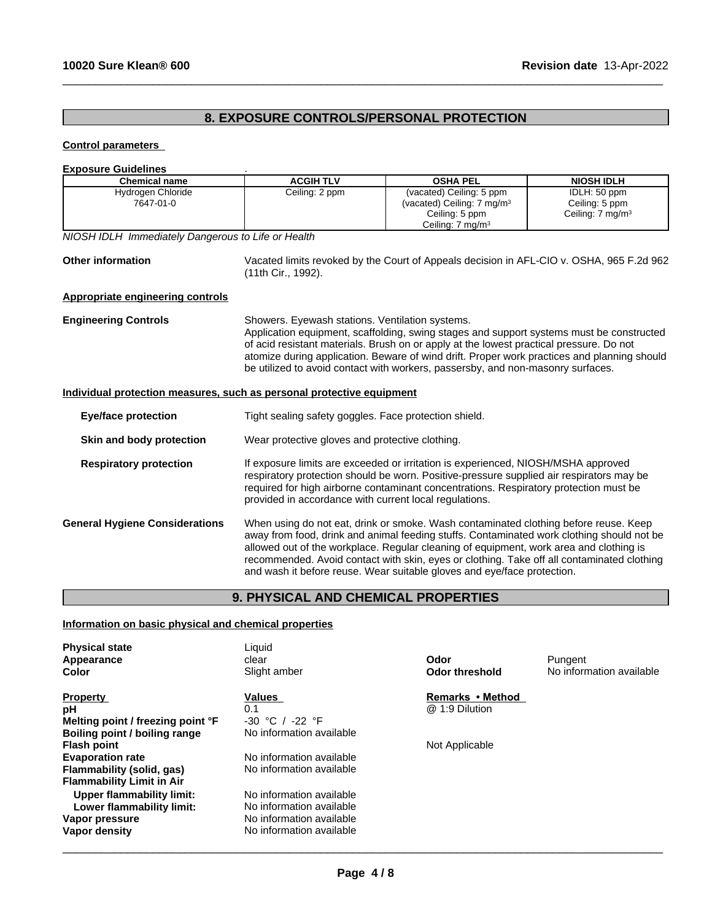## 8. EXPOSURE CONTROLS/PERSONAL PROTECTION

**Control parameters**

**Exposure Guidelines** .

| Chemical name | ACGIH TLV | OSHA PEL | NIOSH IDLH |
|---|---|---|---|
| Hydrogen Chloride<br>7647-01-0 | Ceiling: 2 ppm | (vacated) Ceiling: 5 ppm<br>(vacated) Ceiling: 7 mg/m$^3$<br>Ceiling: 5 ppm<br>Ceiling: 7 mg/m$^3$ | IDLH: 50 ppm<br>Ceiling: 5 ppm<br>Ceiling: 7 mg/m$^3$ |

*NIOSH IDLH Immediately Dangerous to Life or Health*

**Other information** Vacated limits revoked by the Court of Appeals decision in AFL-CIO v. OSHA, 965 F.2d 962 (11th Cir., 1992).

**Appropriate engineering controls**

**Engineering Controls** Showers. Eyewash stations. Ventilation systems.
Application equipment, scaffolding, swing stages and support systems must be constructed of acid resistant materials. Brush on or apply at the lowest practical pressure. Do not atomize during application. Beware of wind drift. Proper work practices and planning should be utilized to avoid contact with workers, passersby, and non-masonry surfaces.

**Individual protection measures, such as personal protective equipment**

**Eye/face protection** Tight sealing safety goggles. Face protection shield.

**Skin and body protection** Wear protective gloves and protective clothing.

**Respiratory protection** If exposure limits are exceeded or irritation is experienced, NIOSH/MSHA approved respiratory protection should be worn. Positive-pressure supplied air respirators may be required for high airborne contaminant concentrations. Respiratory protection must be provided in accordance with current local regulations.

**General Hygiene Considerations** When using do not eat, drink or smoke. Wash contaminated clothing before reuse. Keep away from food, drink and animal feeding stuffs. Contaminated work clothing should not be allowed out of the workplace. Regular cleaning of equipment, work area and clothing is recommended. Avoid contact with skin, eyes or clothing. Take off all contaminated clothing and wash it before reuse. Wear suitable gloves and eye/face protection.

## 9. PHYSICAL AND CHEMICAL PROPERTIES

**Information on basic physical and chemical properties**

**Physical state** Liquid
**Appearance** clear
**Color** Slight amber
**Odor** Pungent
**Odor threshold** No information available

| Property | Values | Remarks • Method |
|---|---|---|
| **pH** | 0.1 | @ 1:9 Dilution |
| **Melting point / freezing point °F** | -30 °C / -22 °F | |
| **Boiling point / boiling range** | No information available | |
| **Flash point** | | Not Applicable |
| **Evaporation rate** | No information available | |
| **Flammability (solid, gas)** | No information available | |
| **Flammability Limit in Air** | | |
| **Upper flammability limit:** | No information available | |
| **Lower flammability limit:** | No information available | |
| **Vapor pressure** | No information available | |
| **Vapor density** | No information available | |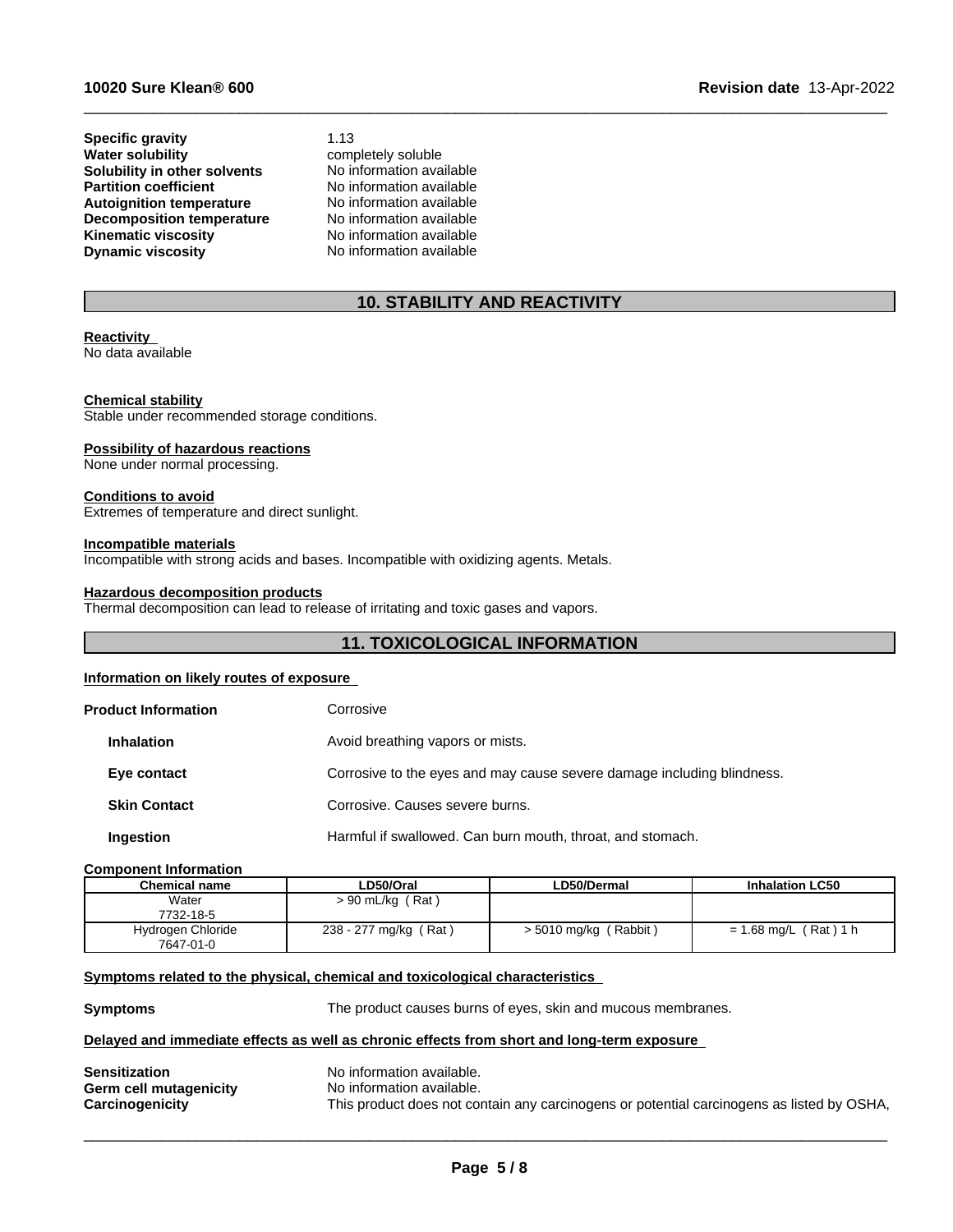| | |
|---|---|
| **Specific gravity** | 1.13 |
| **Water solubility** | completely soluble |
| **Solubility in other solvents** | No information available |
| **Partition coefficient** | No information available |
| **Autoignition temperature** | No information available |
| **Decomposition temperature** | No information available |
| **Kinematic viscosity** | No information available |
| **Dynamic viscosity** | No information available |

## 10. STABILITY AND REACTIVITY

**Reactivity**
No data available

**Chemical stability**
Stable under recommended storage conditions.

**Possibility of hazardous reactions**
None under normal processing.

**Conditions to avoid**
Extremes of temperature and direct sunlight.

**Incompatible materials**
Incompatible with strong acids and bases. Incompatible with oxidizing agents. Metals.

**Hazardous decomposition products**
Thermal decomposition can lead to release of irritating and toxic gases and vapors.

## 11. TOXICOLOGICAL INFORMATION

**Information on likely routes of exposure**

| | |
|---|---|
| **Product Information** | Corrosive |
| **Inhalation** | Avoid breathing vapors or mists. |
| **Eye contact** | Corrosive to the eyes and may cause severe damage including blindness. |
| **Skin Contact** | Corrosive. Causes severe burns. |
| **Ingestion** | Harmful if swallowed. Can burn mouth, throat, and stomach. |

**Component Information**

| Chemical name | LD50/Oral | LD50/Dermal | Inhalation LC50 |
|---|---|---|---|
| Water 7732-18-5 | > 90 mL/kg ( Rat ) | | |
| Hydrogen Chloride 7647-01-0 | 238 - 277 mg/kg ( Rat ) | > 5010 mg/kg ( Rabbit ) | = 1.68 mg/L ( Rat ) 1 h |

**Symptoms related to the physical, chemical and toxicological characteristics**

**Symptoms** The product causes burns of eyes, skin and mucous membranes.

**Delayed and immediate effects as well as chronic effects from short and long-term exposure**

| | |
|---|---|
| **Sensitization** | No information available. |
| **Germ cell mutagenicity** | No information available. |
| **Carcinogenicity** | This product does not contain any carcinogens or potential carcinogens as listed by OSHA, |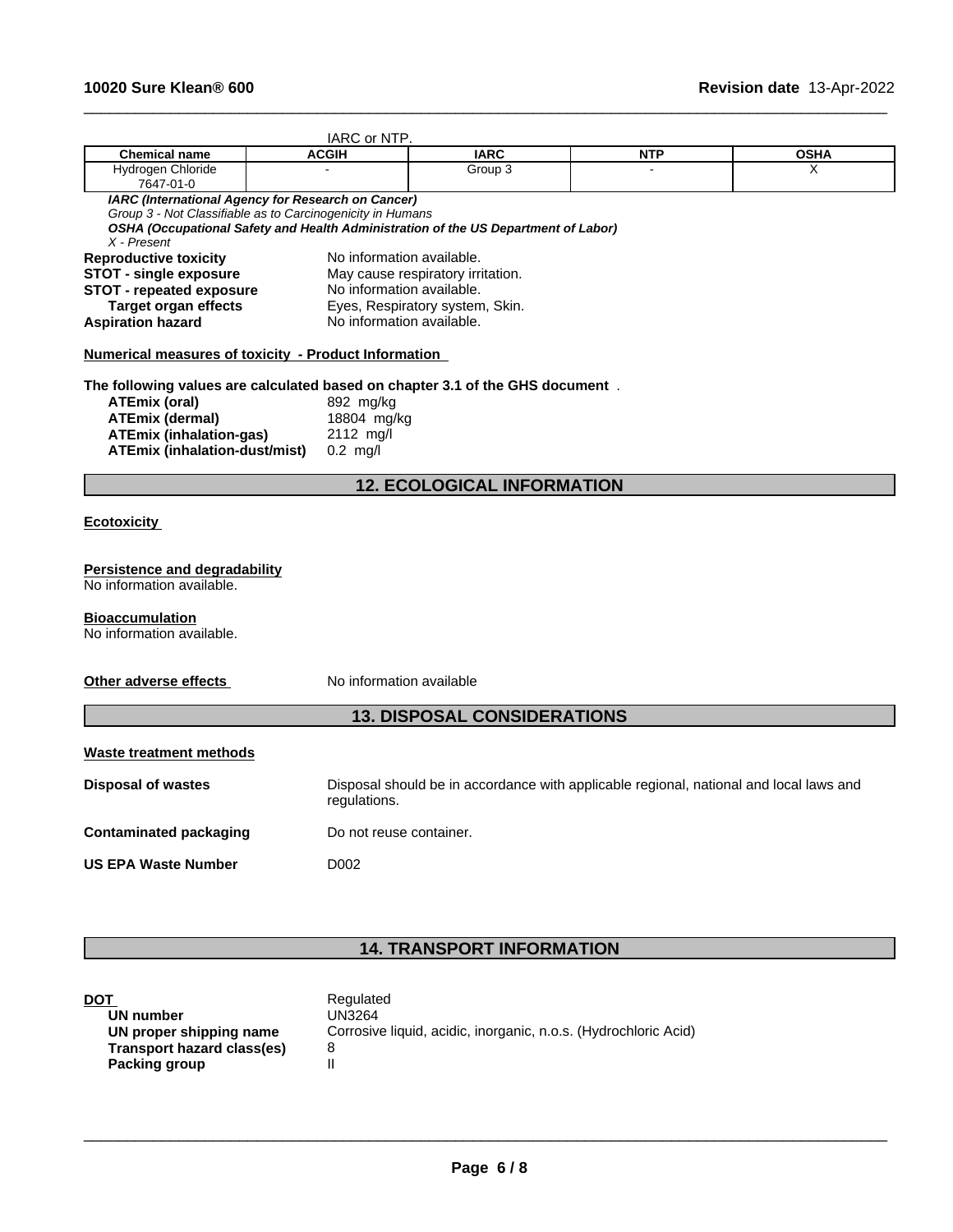IARC or NTP.

| Chemical name | ACGIH | IARC | NTP | OSHA |
|---|---|---|---|---|
| Hydrogen Chloride 7647-01-0 | - | Group 3 | - | X |

***IARC (International Agency for Research on Cancer)***
*Group 3 - Not Classifiable as to Carcinogenicity in Humans*
***OSHA (Occupational Safety and Health Administration of the US Department of Labor)***
*X - Present*

**Reproductive toxicity** No information available.
**STOT - single exposure** May cause respiratory irritation.
**STOT - repeated exposure** No information available.
**Target organ effects** Eyes, Respiratory system, Skin.
**Aspiration hazard** No information available.

**Numerical measures of toxicity - Product Information**

**The following values are calculated based on chapter 3.1 of the GHS document** .

**ATEmix (oral)** 892 mg/kg
**ATEmix (dermal)** 18804 mg/kg
**ATEmix (inhalation-gas)** 2112 mg/l
**ATEmix (inhalation-dust/mist)** 0.2 mg/l

## 12. ECOLOGICAL INFORMATION

**Ecotoxicity**

**Persistence and degradability**
No information available.

**Bioaccumulation**
No information available.

**Other adverse effects** No information available

## 13. DISPOSAL CONSIDERATIONS

**Waste treatment methods**

**Disposal of wastes** Disposal should be in accordance with applicable regional, national and local laws and regulations.

**Contaminated packaging** Do not reuse container.

**US EPA Waste Number** D002

## 14. TRANSPORT INFORMATION

**DOT** Regulated
**UN number** UN3264
**UN proper shipping name** Corrosive liquid, acidic, inorganic, n.o.s. (Hydrochloric Acid)
**Transport hazard class(es)** 8
**Packing group** II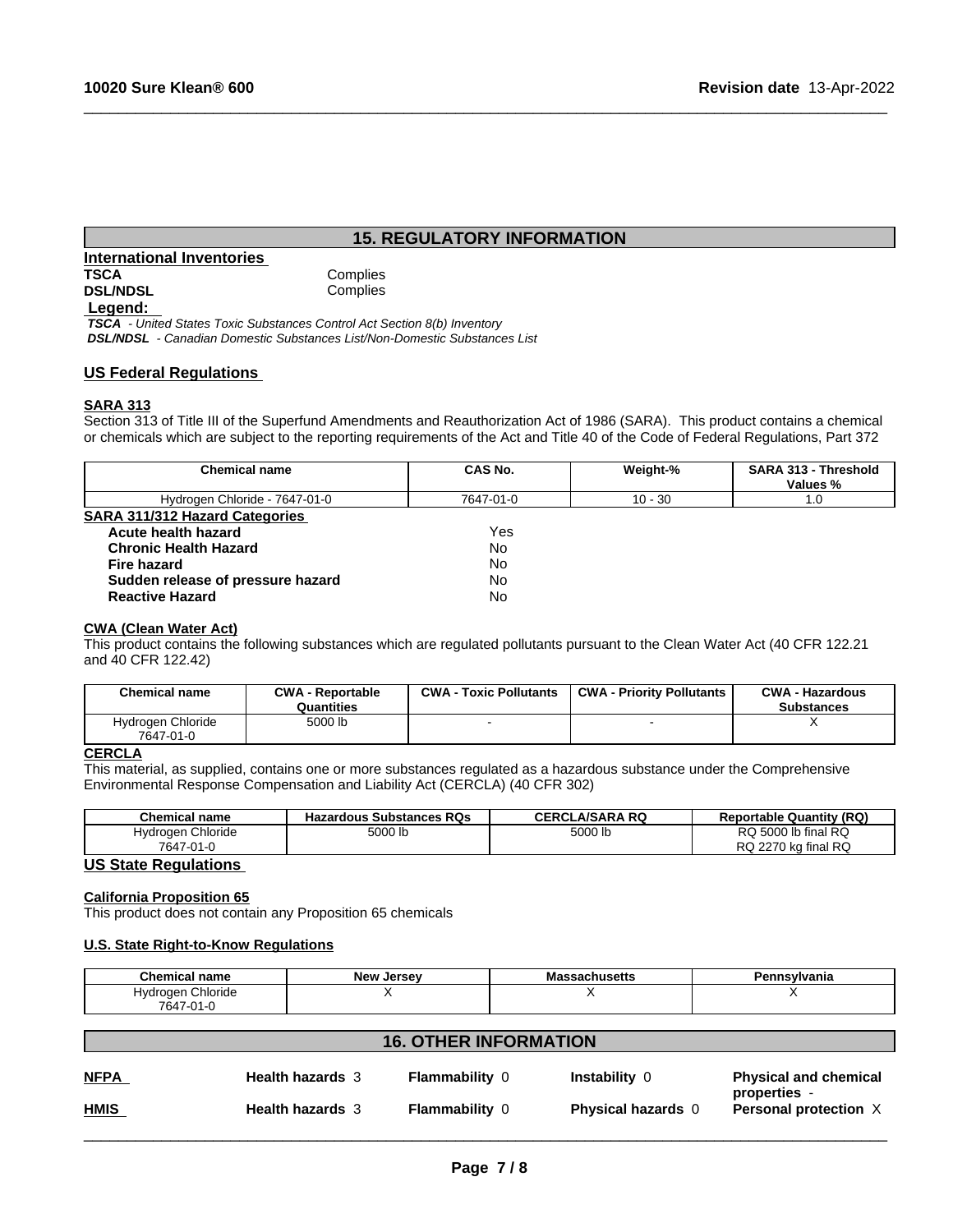## 15. REGULATORY INFORMATION

### International Inventories

| | |
|---|---|
| **TSCA** | Complies |
| **DSL/NDSL** | Complies |

**Legend:**

*TSCA - United States Toxic Substances Control Act Section 8(b) Inventory*
*DSL/NDSL - Canadian Domestic Substances List/Non-Domestic Substances List*

### US Federal Regulations

**SARA 313**

Section 313 of Title III of the Superfund Amendments and Reauthorization Act of 1986 (SARA). This product contains a chemical or chemicals which are subject to the reporting requirements of the Act and Title 40 of the Code of Federal Regulations, Part 372

| Chemical name | CAS No. | Weight-% | SARA 313 - Threshold Values % |
|---|---|---|---|
| Hydrogen Chloride - 7647-01-0 | 7647-01-0 | 10 - 30 | 1.0 |

**SARA 311/312 Hazard Categories**

| | |
|---|---|
| **Acute health hazard** | Yes |
| **Chronic Health Hazard** | No |
| **Fire hazard** | No |
| **Sudden release of pressure hazard** | No |
| **Reactive Hazard** | No |

**CWA (Clean Water Act)**

This product contains the following substances which are regulated pollutants pursuant to the Clean Water Act (40 CFR 122.21 and 40 CFR 122.42)

| Chemical name | CWA - Reportable Quantities | CWA - Toxic Pollutants | CWA - Priority Pollutants | CWA - Hazardous Substances |
|---|---|---|---|---|
| Hydrogen Chloride 7647-01-0 | 5000 lb | - | - | X |

**CERCLA**

This material, as supplied, contains one or more substances regulated as a hazardous substance under the Comprehensive Environmental Response Compensation and Liability Act (CERCLA) (40 CFR 302)

| Chemical name | Hazardous Substances RQs | CERCLA/SARA RQ | Reportable Quantity (RQ) |
|---|---|---|---|
| Hydrogen Chloride 7647-01-0 | 5000 lb | 5000 lb | RQ 5000 lb final RQ RQ 2270 kg final RQ |

### US State Regulations

**California Proposition 65**

This product does not contain any Proposition 65 chemicals

**U.S. State Right-to-Know Regulations**

| Chemical name | New Jersey | Massachusetts | Pennsylvania |
|---|---|---|---|
| Hydrogen Chloride 7647-01-0 | X | X | X |

## 16. OTHER INFORMATION

| | | | | |
|---|---|---|---|---|
| **NFPA** | **Health hazards** 3 | **Flammability** 0 | **Instability** 0 | **Physical and chemical properties** - |
| **HMIS** | **Health hazards** 3 | **Flammability** 0 | **Physical hazards** 0 | **Personal protection** X |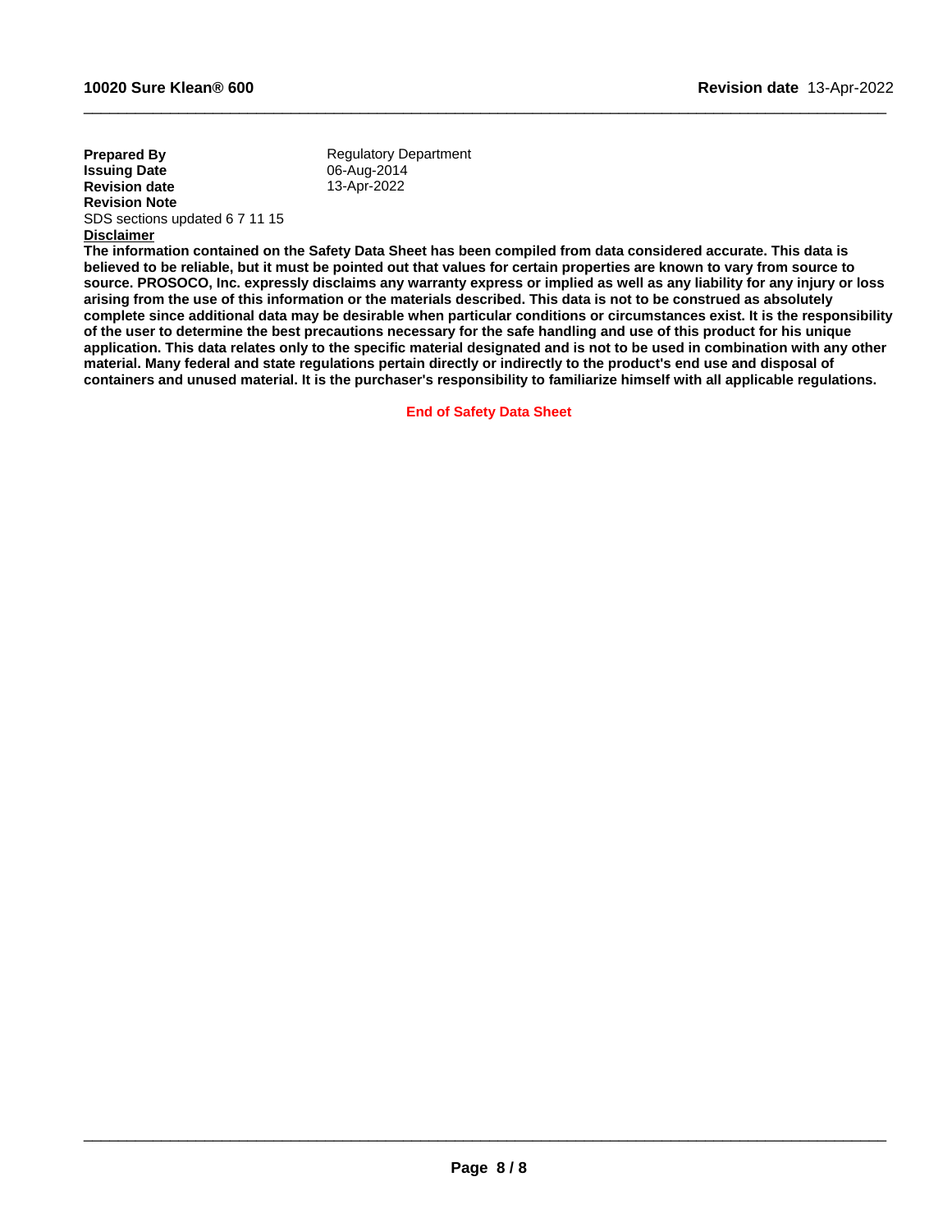| | |
|---|---|
| **Prepared By** | Regulatory Department |
| **Issuing Date** | 06-Aug-2014 |
| **Revision date** | 13-Apr-2022 |
| **Revision Note** | |

SDS sections updated 6 7 11 15

**Disclaimer**

**The information contained on the Safety Data Sheet has been compiled from data considered accurate. This data is believed to be reliable, but it must be pointed out that values for certain properties are known to vary from source to source. PROSOCO, Inc. expressly disclaims any warranty express or implied as well as any liability for any injury or loss arising from the use of this information or the materials described. This data is not to be construed as absolutely complete since additional data may be desirable when particular conditions or circumstances exist. It is the responsibility of the user to determine the best precautions necessary for the safe handling and use of this product for his unique application. This data relates only to the specific material designated and is not to be used in combination with any other material. Many federal and state regulations pertain directly or indirectly to the product's end use and disposal of containers and unused material. It is the purchaser's responsibility to familiarize himself with all applicable regulations.**

**End of Safety Data Sheet**